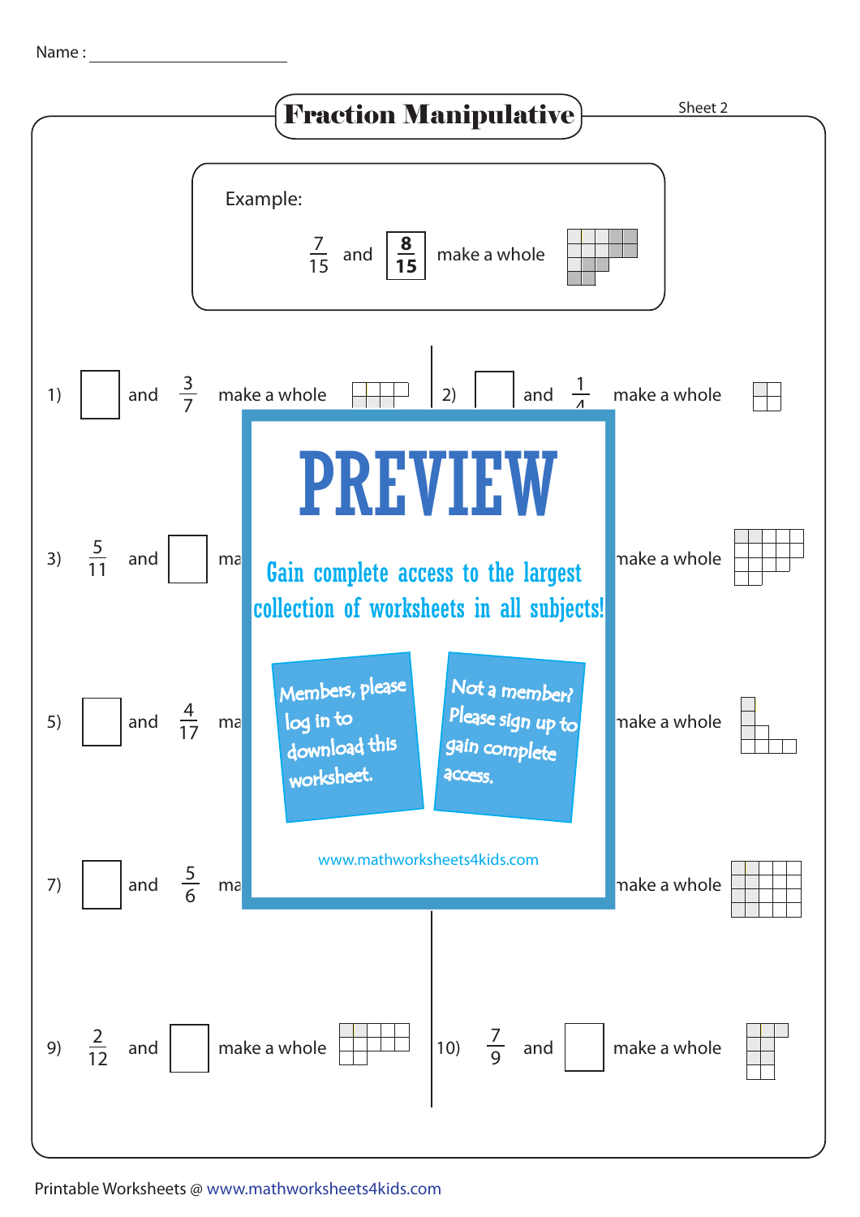Name : ______________________

# Fraction Manipulative

Sheet 2

**Example:**

$\frac{7}{15}$ and $\boxed{\frac{8}{15}}$ make a whole

1) ☐ and $\frac{3}{7}$ make a whole

2) ☐ and $\frac{1}{4}$ make a whole

3) $\frac{5}{11}$ and ☐ ma

make a whole

5) ☐ and $\frac{4}{17}$ ma

make a whole

7) ☐ and $\frac{5}{6}$ ma

make a whole

9) $\frac{2}{12}$ and ☐ make a whole

10) $\frac{7}{9}$ and ☐ make a whole

**PREVIEW**

Gain complete access to the largest collection of worksheets in all subjects!

Members, please log in to download this worksheet.

Not a member? Please sign up to gain complete access.

www.mathworksheets4kids.com

Printable Worksheets @ www.mathworksheets4kids.com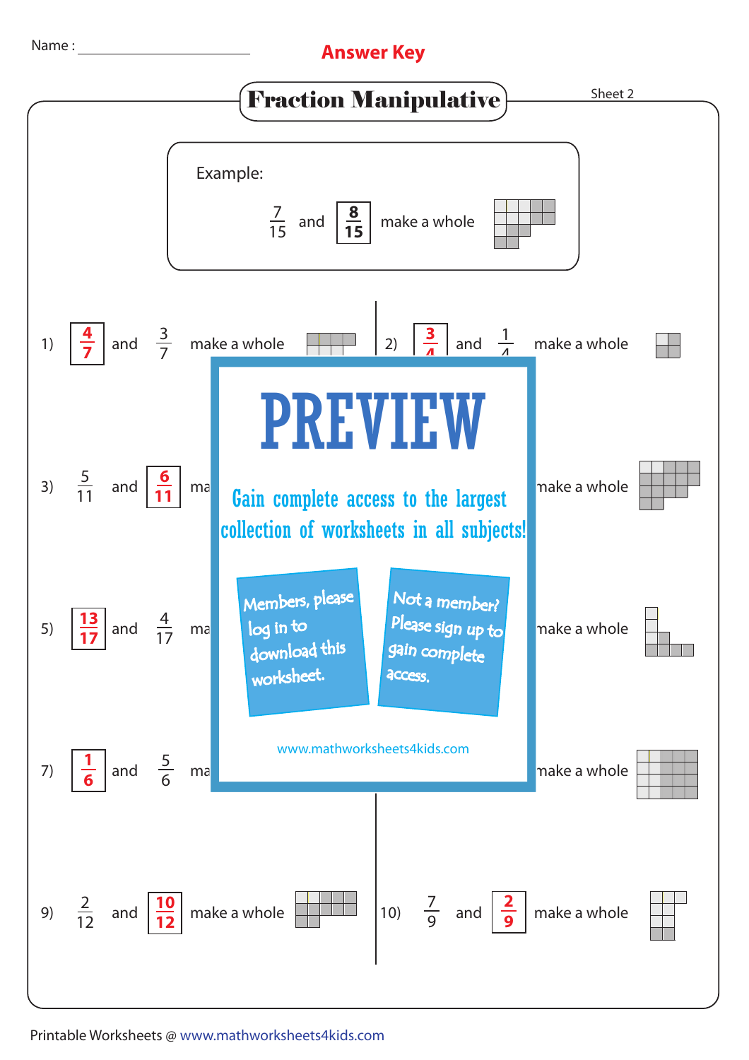Name : _______________________

**Answer Key**

# Fraction Manipulative

Sheet 2

Example:

$\frac{7}{15}$ and $\frac{8}{15}$ make a whole

1) $\frac{4}{7}$ and $\frac{3}{7}$ make a whole

2) $\frac{3}{4}$ and $\frac{1}{4}$ make a whole

3) $\frac{5}{11}$ and $\frac{6}{11}$ ma

make a whole

5) $\frac{13}{17}$ and $\frac{4}{17}$ ma

make a whole

7) $\frac{1}{6}$ and $\frac{5}{6}$ ma

make a whole

9) $\frac{2}{12}$ and $\frac{10}{12}$ make a whole

10) $\frac{7}{9}$ and $\frac{2}{9}$ make a whole

PREVIEW

Gain complete access to the largest collection of worksheets in all subjects!

Members, please log in to download this worksheet.

Not a member? Please sign up to gain complete access.

www.mathworksheets4kids.com

Printable Worksheets @ www.mathworksheets4kids.com